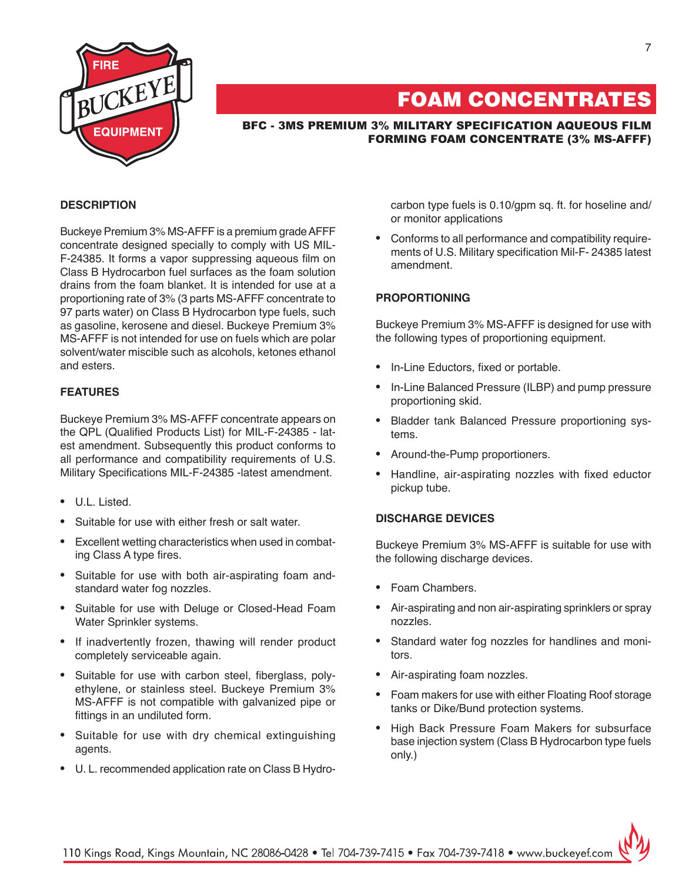# FOAM CONCENTRATES

## BFC - 3MS PREMIUM 3% MILITARY SPECIFICATION AQUEOUS FILM FORMING FOAM CONCENTRATE (3% MS-AFFF)

### DESCRIPTION

Buckeye Premium 3% MS-AFFF is a premium grade AFFF concentrate designed specially to comply with US MIL-F-24385. It forms a vapor suppressing aqueous film on Class B Hydrocarbon fuel surfaces as the foam solution drains from the foam blanket. It is intended for use at a proportioning rate of 3% (3 parts MS-AFFF concentrate to 97 parts water) on Class B Hydrocarbon type fuels, such as gasoline, kerosene and diesel. Buckeye Premium 3% MS-AFFF is not intended for use on fuels which are polar solvent/water miscible such as alcohols, ketones ethanol and esters.

### FEATURES

Buckeye Premium 3% MS-AFFF concentrate appears on the QPL (Qualified Products List) for MIL-F-24385 - latest amendment. Subsequently this product conforms to all performance and compatibility requirements of U.S. Military Specifications MIL-F-24385 -latest amendment.

- U.L. Listed.
- Suitable for use with either fresh or salt water.
- Excellent wetting characteristics when used in combating Class A type fires.
- Suitable for use with both air-aspirating foam and-standard water fog nozzles.
- Suitable for use with Deluge or Closed-Head Foam Water Sprinkler systems.
- If inadvertently frozen, thawing will render product completely serviceable again.
- Suitable for use with carbon steel, fiberglass, polyethylene, or stainless steel. Buckeye Premium 3% MS-AFFF is not compatible with galvanized pipe or fittings in an undiluted form.
- Suitable for use with dry chemical extinguishing agents.
- U. L. recommended application rate on Class B Hydrocarbon type fuels is 0.10/gpm sq. ft. for hoseline and/or monitor applications
- Conforms to all performance and compatibility requirements of U.S. Military specification Mil-F- 24385 latest amendment.

### PROPORTIONING

Buckeye Premium 3% MS-AFFF is designed for use with the following types of proportioning equipment.

- In-Line Eductors, fixed or portable.
- In-Line Balanced Pressure (ILBP) and pump pressure proportioning skid.
- Bladder tank Balanced Pressure proportioning systems.
- Around-the-Pump proportioners.
- Handline, air-aspirating nozzles with fixed eductor pickup tube.

### DISCHARGE DEVICES

Buckeye Premium 3% MS-AFFF is suitable for use with the following discharge devices.

- Foam Chambers.
- Air-aspirating and non air-aspirating sprinklers or spray nozzles.
- Standard water fog nozzles for handlines and monitors.
- Air-aspirating foam nozzles.
- Foam makers for use with either Floating Roof storage tanks or Dike/Bund protection systems.
- High Back Pressure Foam Makers for subsurface base injection system (Class B Hydrocarbon type fuels only.)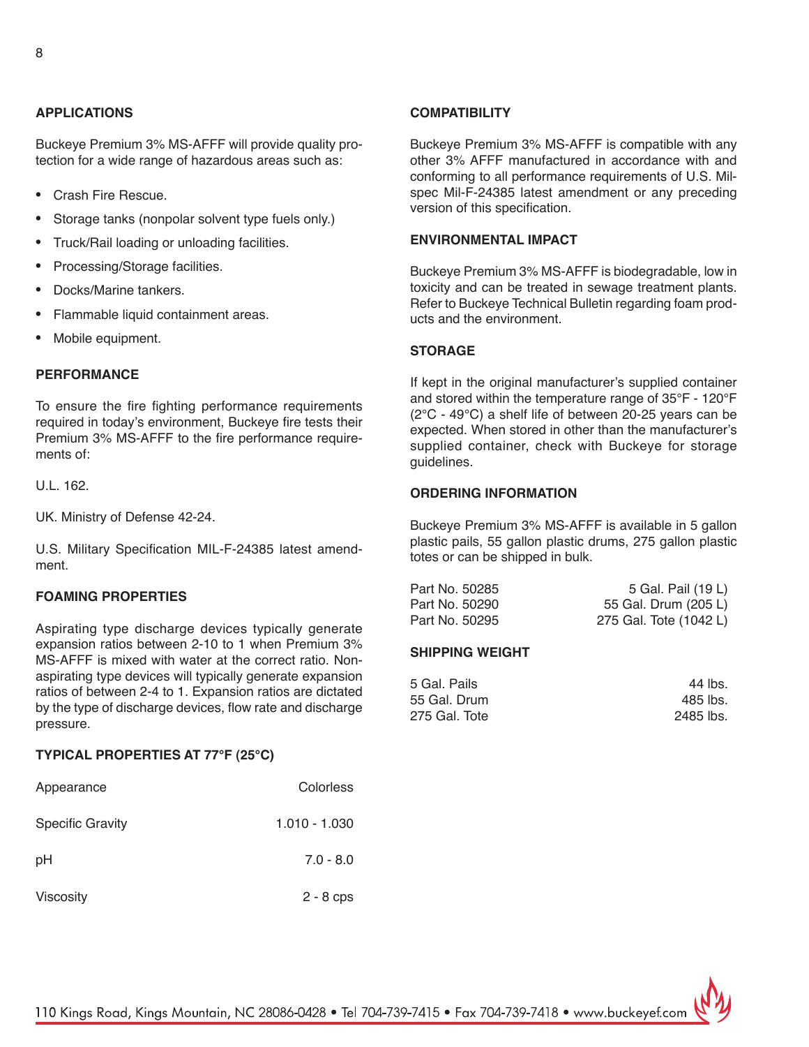## APPLICATIONS

Buckeye Premium 3% MS-AFFF will provide quality protection for a wide range of hazardous areas such as:

- Crash Fire Rescue.
- Storage tanks (nonpolar solvent type fuels only.)
- Truck/Rail loading or unloading facilities.
- Processing/Storage facilities.
- Docks/Marine tankers.
- Flammable liquid containment areas.
- Mobile equipment.

## PERFORMANCE

To ensure the fire fighting performance requirements required in today's environment, Buckeye fire tests their Premium 3% MS-AFFF to the fire performance requirements of:

U.L. 162.

UK. Ministry of Defense 42-24.

U.S. Military Specification MIL-F-24385 latest amendment.

## FOAMING PROPERTIES

Aspirating type discharge devices typically generate expansion ratios between 2-10 to 1 when Premium 3% MS-AFFF is mixed with water at the correct ratio. Non-aspirating type devices will typically generate expansion ratios of between 2-4 to 1. Expansion ratios are dictated by the type of discharge devices, flow rate and discharge pressure.

## TYPICAL PROPERTIES AT 77°F (25°C)

| | |
|---|---|
| Appearance | Colorless |
| Specific Gravity | 1.010 - 1.030 |
| pH | 7.0 - 8.0 |
| Viscosity | 2 - 8 cps |

## COMPATIBILITY

Buckeye Premium 3% MS-AFFF is compatible with any other 3% AFFF manufactured in accordance with and conforming to all performance requirements of U.S. Mil-spec Mil-F-24385 latest amendment or any preceding version of this specification.

## ENVIRONMENTAL IMPACT

Buckeye Premium 3% MS-AFFF is biodegradable, low in toxicity and can be treated in sewage treatment plants. Refer to Buckeye Technical Bulletin regarding foam products and the environment.

## STORAGE

If kept in the original manufacturer's supplied container and stored within the temperature range of 35°F - 120°F (2°C - 49°C) a shelf life of between 20-25 years can be expected. When stored in other than the manufacturer's supplied container, check with Buckeye for storage guidelines.

## ORDERING INFORMATION

Buckeye Premium 3% MS-AFFF is available in 5 gallon plastic pails, 55 gallon plastic drums, 275 gallon plastic totes or can be shipped in bulk.

| | |
|---|---|
| Part No. 50285 | 5 Gal. Pail (19 L) |
| Part No. 50290 | 55 Gal. Drum (205 L) |
| Part No. 50295 | 275 Gal. Tote (1042 L) |

## SHIPPING WEIGHT

| | |
|---|---|
| 5 Gal. Pails | 44 lbs. |
| 55 Gal. Drum | 485 lbs. |
| 275 Gal. Tote | 2485 lbs. |

110 Kings Road, Kings Mountain, NC 28086-0428 • Tel 704-739-7415 • Fax 704-739-7418 • www.buckeyef.com